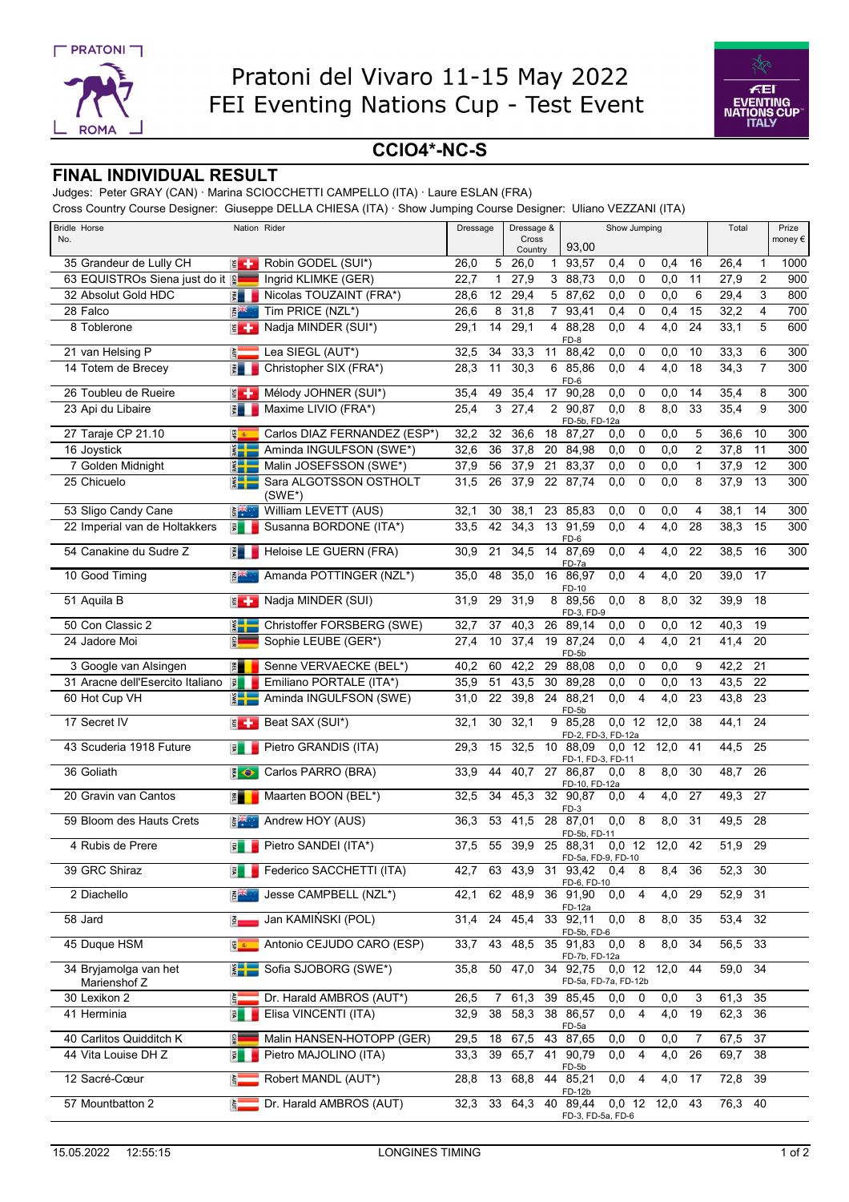# Pratoni del Vivaro 11-15 May 2022
# FEI Eventing Nations Cup - Test Event

## CCIO4*-NC-S

## FINAL INDIVIDUAL RESULT

Judges: Peter GRAY (CAN) · Marina SCIOCCHETTI CAMPELLO (ITA) · Laure ESLAN (FRA)

Cross Country Course Designer: Giuseppe DELLA CHIESA (ITA) · Show Jumping Course Designer: Uliano VEZZANI (ITA)

| Bridle No. | Horse | Nation | Rider | Dressage | | Dressage & Cross Country | | Show Jumping 93,00 | | | | | Total | | Prize money € |
|---|---|---|---|---|---|---|---|---|---|---|---|---|---|---|---|
| 35 | Grandeur de Lully CH | SUI | Robin GODEL (SUI*) | 26,0 | 5 | 26,0 | 1 | 93,57 | 0,4 | 0 | 0,4 | 16 | 26,4 | 1 | 1000 |
| 63 | EQUISTROs Siena just do it | GER | Ingrid KLIMKE (GER) | 22,7 | 1 | 27,9 | 3 | 88,73 | 0,0 | 0 | 0,0 | 11 | 27,9 | 2 | 900 |
| 32 | Absolut Gold HDC | FRA | Nicolas TOUZAINT (FRA*) | 28,6 | 12 | 29,4 | 5 | 87,62 | 0,0 | 0 | 0,0 | 6 | 29,4 | 3 | 800 |
| 28 | Falco | NZL | Tim PRICE (NZL*) | 26,6 | 8 | 31,8 | 7 | 93,41 | 0,4 | 0 | 0,4 | 15 | 32,2 | 4 | 700 |
| 8 | Toblerone | SUI | Nadja MINDER (SUI*) | 29,1 | 14 | 29,1 | 4 | 88,28 FD-8 | 0,0 | 4 | 4,0 | 24 | 33,1 | 5 | 600 |
| 21 | van Helsing P | AUT | Lea SIEGL (AUT*) | 32,5 | 34 | 33,3 | 11 | 88,42 | 0,0 | 0 | 0,0 | 10 | 33,3 | 6 | 300 |
| 14 | Totem de Brecey | FRA | Christopher SIX (FRA*) | 28,3 | 11 | 30,3 | 6 | 85,86 FD-6 | 0,0 | 4 | 4,0 | 18 | 34,3 | 7 | 300 |
| 26 | Toubleu de Rueire | SUI | Mélody JOHNER (SUI*) | 35,4 | 49 | 35,4 | 17 | 90,28 | 0,0 | 0 | 0,0 | 14 | 35,4 | 8 | 300 |
| 23 | Api du Libaire | FRA | Maxime LIVIO (FRA*) | 25,4 | 3 | 27,4 | 2 | 90,87 FD-5b, FD-12a | 0,0 | 8 | 8,0 | 33 | 35,4 | 9 | 300 |
| 27 | Taraje CP 21.10 | ESP | Carlos DIAZ FERNANDEZ (ESP*) | 32,2 | 32 | 36,6 | 18 | 87,27 | 0,0 | 0 | 0,0 | 5 | 36,6 | 10 | 300 |
| 16 | Joystick | SWE | Aminda INGULFSON (SWE*) | 32,6 | 36 | 37,8 | 20 | 84,98 | 0,0 | 0 | 0,0 | 2 | 37,8 | 11 | 300 |
| 7 | Golden Midnight | SWE | Malin JOSEFSSON (SWE*) | 37,9 | 56 | 37,9 | 21 | 83,37 | 0,0 | 0 | 0,0 | 1 | 37,9 | 12 | 300 |
| 25 | Chicuelo | SWE | Sara ALGOTSSON OSTHOLT (SWE*) | 31,5 | 26 | 37,9 | 22 | 87,74 | 0,0 | 0 | 0,0 | 8 | 37,9 | 13 | 300 |
| 53 | Sligo Candy Cane | AUS | William LEVETT (AUS) | 32,1 | 30 | 38,1 | 23 | 85,83 | 0,0 | 0 | 0,0 | 4 | 38,1 | 14 | 300 |
| 22 | Imperial van de Holtakkers | ITA | Susanna BORDONE (ITA*) | 33,5 | 42 | 34,3 | 13 | 91,59 FD-6 | 0,0 | 4 | 4,0 | 28 | 38,3 | 15 | 300 |
| 54 | Canakine du Sudre Z | FRA | Heloise LE GUERN (FRA) | 30,9 | 21 | 34,5 | 14 | 87,69 FD-7a | 0,0 | 4 | 4,0 | 22 | 38,5 | 16 | 300 |
| 10 | Good Timing | NZL | Amanda POTTINGER (NZL*) | 35,0 | 48 | 35,0 | 16 | 86,97 FD-10 | 0,0 | 4 | 4,0 | 20 | 39,0 | 17 | |
| 51 | Aquila B | SUI | Nadja MINDER (SUI) | 31,9 | 29 | 31,9 | 8 | 89,56 FD-3, FD-9 | 0,0 | 8 | 8,0 | 32 | 39,9 | 18 | |
| 50 | Con Classic 2 | SWE | Christoffer FORSBERG (SWE) | 32,7 | 37 | 40,3 | 26 | 89,14 | 0,0 | 0 | 0,0 | 12 | 40,3 | 19 | |
| 24 | Jadore Moi | GER | Sophie LEUBE (GER*) | 27,4 | 10 | 37,4 | 19 | 87,24 FD-5b | 0,0 | 4 | 4,0 | 21 | 41,4 | 20 | |
| 3 | Google van Alsingen | BEL | Senne VERVAECKE (BEL*) | 40,2 | 60 | 42,2 | 29 | 88,08 | 0,0 | 0 | 0,0 | 9 | 42,2 | 21 | |
| 31 | Aracne dell'Esercito Italiano | ITA | Emiliano PORTALE (ITA*) | 35,9 | 51 | 43,5 | 30 | 89,28 | 0,0 | 0 | 0,0 | 13 | 43,5 | 22 | |
| 60 | Hot Cup VH | SWE | Aminda INGULFSON (SWE) | 31,0 | 22 | 39,8 | 24 | 88,21 FD-5b | 0,0 | 4 | 4,0 | 23 | 43,8 | 23 | |
| 17 | Secret IV | SUI | Beat SAX (SUI*) | 32,1 | 30 | 32,1 | 9 | 85,28 FD-2, FD-3, FD-12a | 0,0 | 12 | 12,0 | 38 | 44,1 | 24 | |
| 43 | Scuderia 1918 Future | ITA | Pietro GRANDIS (ITA) | 29,3 | 15 | 32,5 | 10 | 88,09 FD-1, FD-3, FD-11 | 0,0 | 12 | 12,0 | 41 | 44,5 | 25 | |
| 36 | Goliath | BRA | Carlos PARRO (BRA) | 33,9 | 44 | 40,7 | 27 | 86,87 FD-10, FD-12a | 0,0 | 8 | 8,0 | 30 | 48,7 | 26 | |
| 20 | Gravin van Cantos | BEL | Maarten BOON (BEL*) | 32,5 | 34 | 45,3 | 32 | 90,87 FD-3 | 0,0 | 4 | 4,0 | 27 | 49,3 | 27 | |
| 59 | Bloom des Hauts Crets | AUS | Andrew HOY (AUS) | 36,3 | 53 | 41,5 | 28 | 87,01 FD-5b, FD-11 | 0,0 | 8 | 8,0 | 31 | 49,5 | 28 | |
| 4 | Rubis de Prere | ITA | Pietro SANDEI (ITA*) | 37,5 | 55 | 39,9 | 25 | 88,31 FD-5a, FD-9, FD-10 | 0,0 | 12 | 12,0 | 42 | 51,9 | 29 | |
| 39 | GRC Shiraz | ITA | Federico SACCHETTI (ITA) | 42,7 | 63 | 43,9 | 31 | 93,42 FD-6, FD-10 | 0,4 | 8 | 8,4 | 36 | 52,3 | 30 | |
| 2 | Diachello | NZL | Jesse CAMPBELL (NZL*) | 42,1 | 62 | 48,9 | 36 | 91,90 FD-12a | 0,0 | 4 | 4,0 | 29 | 52,9 | 31 | |
| 58 | Jard | POL | Jan KAMIŃSKI (POL) | 31,4 | 24 | 45,4 | 33 | 92,11 FD-5b, FD-6 | 0,0 | 8 | 8,0 | 35 | 53,4 | 32 | |
| 45 | Duque HSM | ESP | Antonio CEJUDO CARO (ESP) | 33,7 | 43 | 48,5 | 35 | 91,83 FD-7b, FD-12a | 0,0 | 8 | 8,0 | 34 | 56,5 | 33 | |
| 34 | Bryjamolga van het Marienshof Z | SWE | Sofia SJOBORG (SWE*) | 35,8 | 50 | 47,0 | 34 | 92,75 FD-5a, FD-7a, FD-12b | 0,0 | 12 | 12,0 | 44 | 59,0 | 34 | |
| 30 | Lexikon 2 | AUT | Dr. Harald AMBROS (AUT*) | 26,5 | 7 | 61,3 | 39 | 85,45 | 0,0 | 0 | 0,0 | 3 | 61,3 | 35 | |
| 41 | Herminia | ITA | Elisa VINCENTI (ITA) | 32,9 | 38 | 58,3 | 38 | 86,57 FD-5a | 0,0 | 4 | 4,0 | 19 | 62,3 | 36 | |
| 40 | Carlitos Quidditch K | GER | Malin HANSEN-HOTOPP (GER) | 29,5 | 18 | 67,5 | 43 | 87,65 | 0,0 | 0 | 0,0 | 7 | 67,5 | 37 | |
| 44 | Vita Louise DH Z | ITA | Pietro MAJOLINO (ITA) | 33,3 | 39 | 65,7 | 41 | 90,79 FD-5b | 0,0 | 4 | 4,0 | 26 | 69,7 | 38 | |
| 12 | Sacré-Cœur | AUT | Robert MANDL (AUT*) | 28,8 | 13 | 68,8 | 44 | 85,21 FD-12b | 0,0 | 4 | 4,0 | 17 | 72,8 | 39 | |
| 57 | Mountbatton 2 | AUT | Dr. Harald AMBROS (AUT) | 32,3 | 33 | 64,3 | 40 | 89,44 FD-3, FD-5a, FD-6 | 0,0 | 12 | 12,0 | 43 | 76,3 | 40 | |

15.05.2022 12:55:15 LONGINES TIMING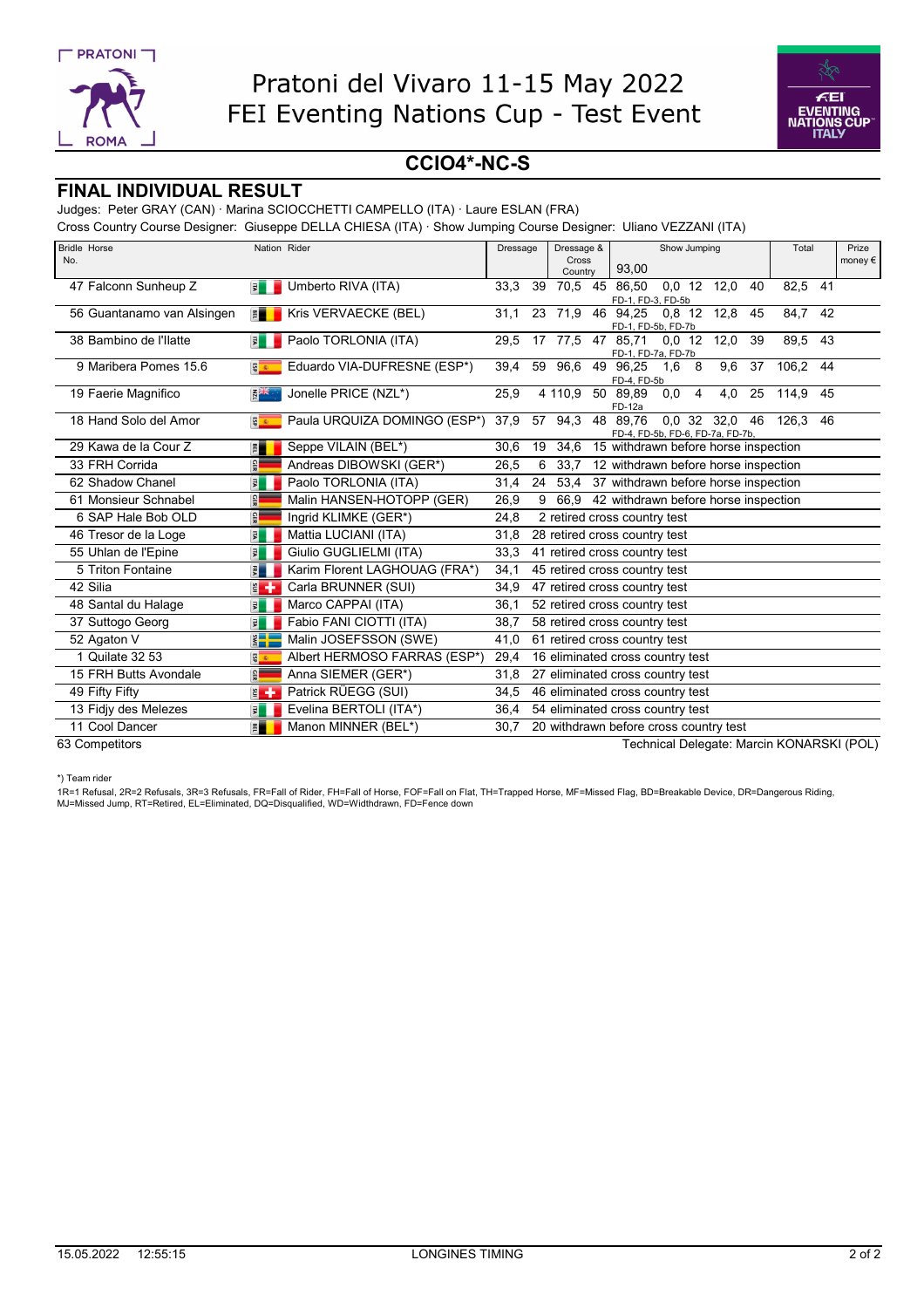Pratoni del Vivaro 11-15 May 2022
FEI Eventing Nations Cup - Test Event

## CCIO4*-NC-S

## FINAL INDIVIDUAL RESULT

Judges: Peter GRAY (CAN) · Marina SCIOCCHETTI CAMPELLO (ITA) · Laure ESLAN (FRA)
Cross Country Course Designer: Giuseppe DELLA CHIESA (ITA) · Show Jumping Course Designer: Uliano VEZZANI (ITA)

| Bridle No. | Horse | Nation | Rider | Dressage | | Dressage & Cross Country | | Show Jumping 93,00 | | | | | Total | | Prize money € |
|---|---|---|---|---|---|---|---|---|---|---|---|---|---|---|---|
| 47 | Falconn Sunheup Z | ITA | Umberto RIVA (ITA) | 33,3 | 39 | 70,5 | 45 | 86,50 FD-1, FD-3, FD-5b | 0,0 | 12 | 12,0 | 40 | 82,5 | 41 | |
| 56 | Guantanamo van Alsingen | BEL | Kris VERVAECKE (BEL) | 31,1 | 23 | 71,9 | 46 | 94,25 FD-1, FD-5b, FD-7b | 0,8 | 12 | 12,8 | 45 | 84,7 | 42 | |
| 38 | Bambino de l'Ilatte | ITA | Paolo TORLONIA (ITA) | 29,5 | 17 | 77,5 | 47 | 85,71 FD-1, FD-7a, FD-7b | 0,0 | 12 | 12,0 | 39 | 89,5 | 43 | |
| 9 | Maribera Pomes 15.6 | ESP | Eduardo VIA-DUFRESNE (ESP*) | 39,4 | 59 | 96,6 | 49 | 96,25 FD-4, FD-5b | 1,6 | 8 | 9,6 | 37 | 106,2 | 44 | |
| 19 | Faerie Magnifico | NZL | Jonelle PRICE (NZL*) | 25,9 | 4 | 110,9 | 50 | 89,89 FD-12a | 0,0 | 4 | 4,0 | 25 | 114,9 | 45 | |
| 18 | Hand Solo del Amor | ESP | Paula URQUIZA DOMINGO (ESP*) | 37,9 | 57 | 94,3 | 48 | 89,76 FD-4, FD-5b, FD-6, FD-7a, FD-7b, | 0,0 | 32 | 32,0 | 46 | 126,3 | 46 | |
| 29 | Kawa de la Cour Z | BEL | Seppe VILAIN (BEL*) | 30,6 | 19 | 34,6 | 15 | withdrawn before horse inspection | | | | | | | |
| 33 | FRH Corrida | GER | Andreas DIBOWSKI (GER*) | 26,5 | 6 | 33,7 | 12 | withdrawn before horse inspection | | | | | | | |
| 62 | Shadow Chanel | ITA | Paolo TORLONIA (ITA) | 31,4 | 24 | 53,4 | 37 | withdrawn before horse inspection | | | | | | | |
| 61 | Monsieur Schnabel | GER | Malin HANSEN-HOTOPP (GER) | 26,9 | 9 | 66,9 | 42 | withdrawn before horse inspection | | | | | | | |
| 6 | SAP Hale Bob OLD | GER | Ingrid KLIMKE (GER*) | 24,8 | 2 | retired cross country test | | | | | | | | | |
| 46 | Tresor de la Loge | ITA | Mattia LUCIANI (ITA) | 31,8 | 28 | retired cross country test | | | | | | | | | |
| 55 | Uhlan de l'Epine | ITA | Giulio GUGLIELMI (ITA) | 33,3 | 41 | retired cross country test | | | | | | | | | |
| 5 | Triton Fontaine | FRA | Karim Florent LAGHOUAG (FRA*) | 34,1 | 45 | retired cross country test | | | | | | | | | |
| 42 | Silia | SUI | Carla BRUNNER (SUI) | 34,9 | 47 | retired cross country test | | | | | | | | | |
| 48 | Santal du Halage | ITA | Marco CAPPAI (ITA) | 36,1 | 52 | retired cross country test | | | | | | | | | |
| 37 | Suttogo Georg | ITA | Fabio FANI CIOTTI (ITA) | 38,7 | 58 | retired cross country test | | | | | | | | | |
| 52 | Agaton V | SWE | Malin JOSEFSSON (SWE) | 41,0 | 61 | retired cross country test | | | | | | | | | |
| 1 | Quilate 32 53 | ESP | Albert HERMOSO FARRAS (ESP*) | 29,4 | 16 | eliminated cross country test | | | | | | | | | |
| 15 | FRH Butts Avondale | GER | Anna SIEMER (GER*) | 31,8 | 27 | eliminated cross country test | | | | | | | | | |
| 49 | Fifty Fifty | SUI | Patrick RÜEGG (SUI) | 34,5 | 46 | eliminated cross country test | | | | | | | | | |
| 13 | Fidjy des Melezes | ITA | Evelina BERTOLI (ITA*) | 36,4 | 54 | eliminated cross country test | | | | | | | | | |
| 11 | Cool Dancer | BEL | Manon MINNER (BEL*) | 30,7 | 20 | withdrawn before cross country test | | | | | | | | | |

63 Competitors

Technical Delegate: Marcin KONARSKI (POL)

*) Team rider

1R=1 Refusal, 2R=2 Refusals, 3R=3 Refusals, FR=Fall of Rider, FH=Fall of Horse, FOF=Fall on Flat, TH=Trapped Horse, MF=Missed Flag, BD=Breakable Device, DR=Dangerous Riding, MJ=Missed Jump, RT=Retired, EL=Eliminated, DQ=Disqualified, WD=Widthdrawn, FD=Fence down

15.05.2022 12:55:15 LONGINES TIMING